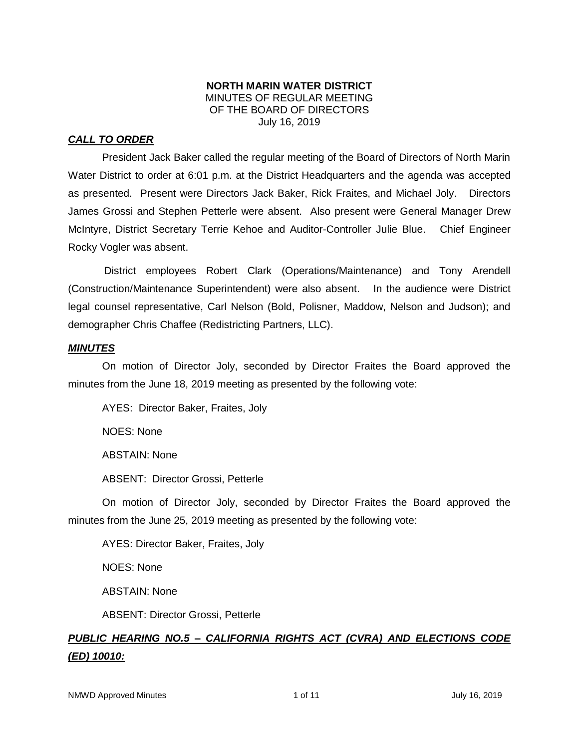**NORTH MARIN WATER DISTRICT**
MINUTES OF REGULAR MEETING
OF THE BOARD OF DIRECTORS
July 16, 2019

***CALL TO ORDER***

President Jack Baker called the regular meeting of the Board of Directors of North Marin Water District to order at 6:01 p.m. at the District Headquarters and the agenda was accepted as presented. Present were Directors Jack Baker, Rick Fraites, and Michael Joly. Directors James Grossi and Stephen Petterle were absent. Also present were General Manager Drew McIntyre, District Secretary Terrie Kehoe and Auditor-Controller Julie Blue. Chief Engineer Rocky Vogler was absent.

District employees Robert Clark (Operations/Maintenance) and Tony Arendell (Construction/Maintenance Superintendent) were also absent. In the audience were District legal counsel representative, Carl Nelson (Bold, Polisner, Maddow, Nelson and Judson); and demographer Chris Chaffee (Redistricting Partners, LLC).

***MINUTES***

On motion of Director Joly, seconded by Director Fraites the Board approved the minutes from the June 18, 2019 meeting as presented by the following vote:

AYES: Director Baker, Fraites, Joly

NOES: None

ABSTAIN: None

ABSENT: Director Grossi, Petterle

On motion of Director Joly, seconded by Director Fraites the Board approved the minutes from the June 25, 2019 meeting as presented by the following vote:

AYES: Director Baker, Fraites, Joly

NOES: None

ABSTAIN: None

ABSENT: Director Grossi, Petterle

***PUBLIC HEARING NO.5 – CALIFORNIA RIGHTS ACT (CVRA) AND ELECTIONS CODE (ED) 10010:***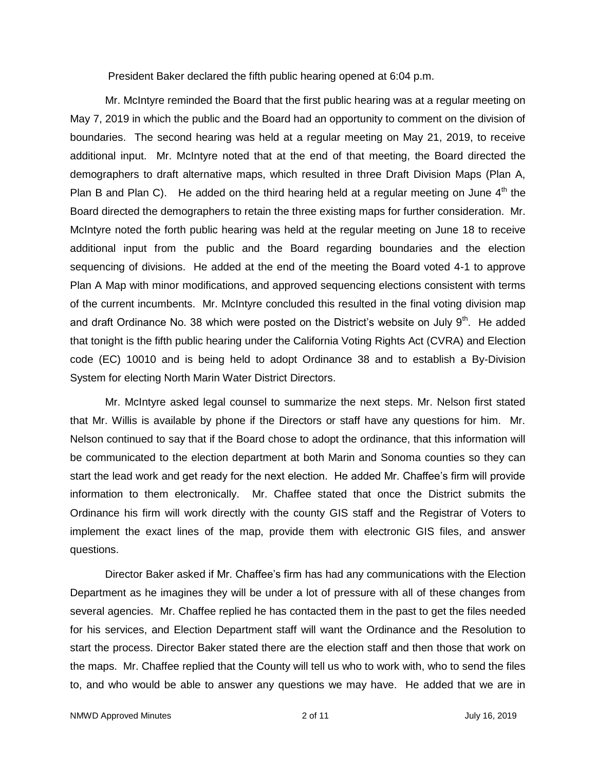President Baker declared the fifth public hearing opened at 6:04 p.m.

Mr. McIntyre reminded the Board that the first public hearing was at a regular meeting on May 7, 2019 in which the public and the Board had an opportunity to comment on the division of boundaries. The second hearing was held at a regular meeting on May 21, 2019, to receive additional input. Mr. McIntyre noted that at the end of that meeting, the Board directed the demographers to draft alternative maps, which resulted in three Draft Division Maps (Plan A, Plan B and Plan C). He added on the third hearing held at a regular meeting on June 4th the Board directed the demographers to retain the three existing maps for further consideration. Mr. McIntyre noted the forth public hearing was held at the regular meeting on June 18 to receive additional input from the public and the Board regarding boundaries and the election sequencing of divisions. He added at the end of the meeting the Board voted 4-1 to approve Plan A Map with minor modifications, and approved sequencing elections consistent with terms of the current incumbents. Mr. McIntyre concluded this resulted in the final voting division map and draft Ordinance No. 38 which were posted on the District's website on July 9th. He added that tonight is the fifth public hearing under the California Voting Rights Act (CVRA) and Election code (EC) 10010 and is being held to adopt Ordinance 38 and to establish a By-Division System for electing North Marin Water District Directors.

Mr. McIntyre asked legal counsel to summarize the next steps. Mr. Nelson first stated that Mr. Willis is available by phone if the Directors or staff have any questions for him. Mr. Nelson continued to say that if the Board chose to adopt the ordinance, that this information will be communicated to the election department at both Marin and Sonoma counties so they can start the lead work and get ready for the next election. He added Mr. Chaffee's firm will provide information to them electronically. Mr. Chaffee stated that once the District submits the Ordinance his firm will work directly with the county GIS staff and the Registrar of Voters to implement the exact lines of the map, provide them with electronic GIS files, and answer questions.

Director Baker asked if Mr. Chaffee's firm has had any communications with the Election Department as he imagines they will be under a lot of pressure with all of these changes from several agencies. Mr. Chaffee replied he has contacted them in the past to get the files needed for his services, and Election Department staff will want the Ordinance and the Resolution to start the process. Director Baker stated there are the election staff and then those that work on the maps. Mr. Chaffee replied that the County will tell us who to work with, who to send the files to, and who would be able to answer any questions we may have. He added that we are in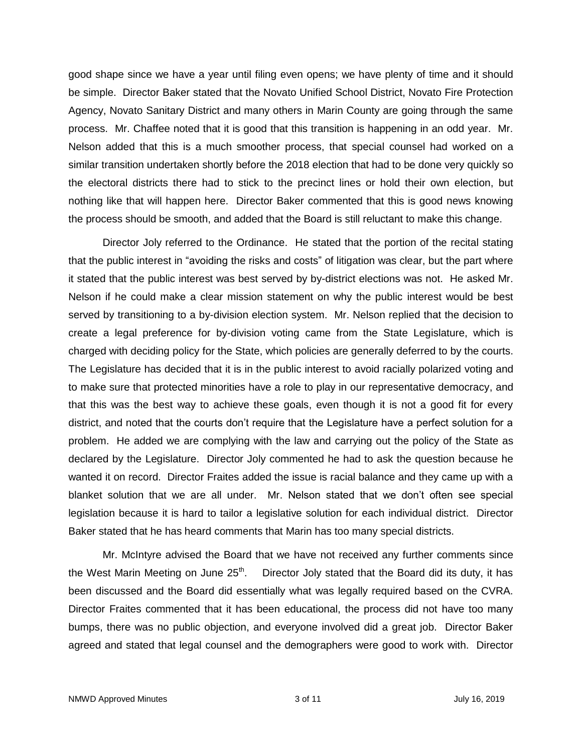good shape since we have a year until filing even opens; we have plenty of time and it should be simple. Director Baker stated that the Novato Unified School District, Novato Fire Protection Agency, Novato Sanitary District and many others in Marin County are going through the same process. Mr. Chaffee noted that it is good that this transition is happening in an odd year. Mr. Nelson added that this is a much smoother process, that special counsel had worked on a similar transition undertaken shortly before the 2018 election that had to be done very quickly so the electoral districts there had to stick to the precinct lines or hold their own election, but nothing like that will happen here. Director Baker commented that this is good news knowing the process should be smooth, and added that the Board is still reluctant to make this change.

Director Joly referred to the Ordinance. He stated that the portion of the recital stating that the public interest in "avoiding the risks and costs" of litigation was clear, but the part where it stated that the public interest was best served by by-district elections was not. He asked Mr. Nelson if he could make a clear mission statement on why the public interest would be best served by transitioning to a by-division election system. Mr. Nelson replied that the decision to create a legal preference for by-division voting came from the State Legislature, which is charged with deciding policy for the State, which policies are generally deferred to by the courts. The Legislature has decided that it is in the public interest to avoid racially polarized voting and to make sure that protected minorities have a role to play in our representative democracy, and that this was the best way to achieve these goals, even though it is not a good fit for every district, and noted that the courts don't require that the Legislature have a perfect solution for a problem. He added we are complying with the law and carrying out the policy of the State as declared by the Legislature. Director Joly commented he had to ask the question because he wanted it on record. Director Fraites added the issue is racial balance and they came up with a blanket solution that we are all under. Mr. Nelson stated that we don't often see special legislation because it is hard to tailor a legislative solution for each individual district. Director Baker stated that he has heard comments that Marin has too many special districts.

Mr. McIntyre advised the Board that we have not received any further comments since the West Marin Meeting on June 25th. Director Joly stated that the Board did its duty, it has been discussed and the Board did essentially what was legally required based on the CVRA. Director Fraites commented that it has been educational, the process did not have too many bumps, there was no public objection, and everyone involved did a great job. Director Baker agreed and stated that legal counsel and the demographers were good to work with. Director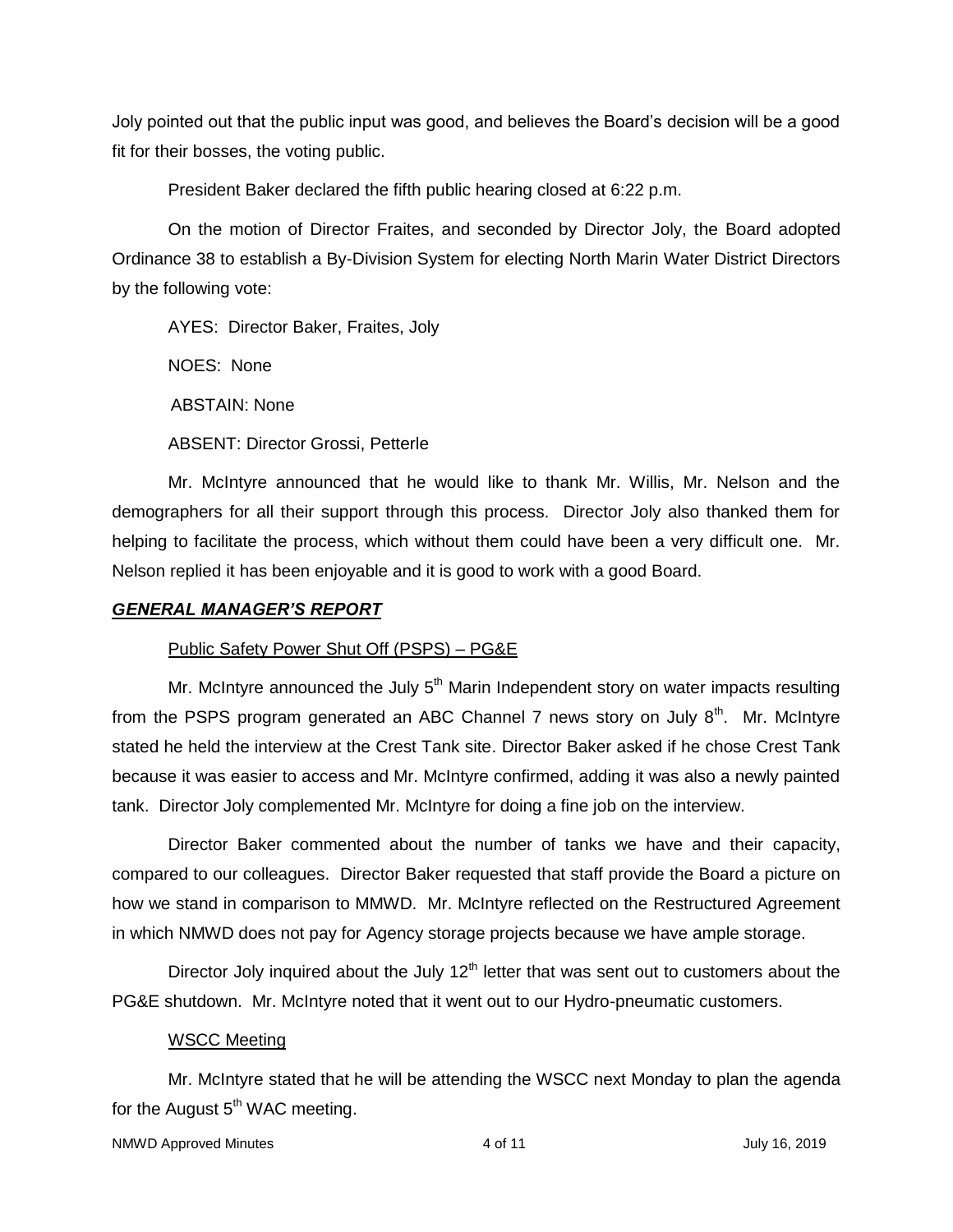Joly pointed out that the public input was good, and believes the Board's decision will be a good fit for their bosses, the voting public.

President Baker declared the fifth public hearing closed at 6:22 p.m.

On the motion of Director Fraites, and seconded by Director Joly, the Board adopted Ordinance 38 to establish a By-Division System for electing North Marin Water District Directors by the following vote:

AYES: Director Baker, Fraites, Joly

NOES: None

ABSTAIN: None

ABSENT: Director Grossi, Petterle

Mr. McIntyre announced that he would like to thank Mr. Willis, Mr. Nelson and the demographers for all their support through this process. Director Joly also thanked them for helping to facilitate the process, which without them could have been a very difficult one. Mr. Nelson replied it has been enjoyable and it is good to work with a good Board.

## ***GENERAL MANAGER'S REPORT***

Public Safety Power Shut Off (PSPS) – PG&E

Mr. McIntyre announced the July 5th Marin Independent story on water impacts resulting from the PSPS program generated an ABC Channel 7 news story on July 8th. Mr. McIntyre stated he held the interview at the Crest Tank site. Director Baker asked if he chose Crest Tank because it was easier to access and Mr. McIntyre confirmed, adding it was also a newly painted tank. Director Joly complemented Mr. McIntyre for doing a fine job on the interview.

Director Baker commented about the number of tanks we have and their capacity, compared to our colleagues. Director Baker requested that staff provide the Board a picture on how we stand in comparison to MMWD. Mr. McIntyre reflected on the Restructured Agreement in which NMWD does not pay for Agency storage projects because we have ample storage.

Director Joly inquired about the July 12th letter that was sent out to customers about the PG&E shutdown. Mr. McIntyre noted that it went out to our Hydro-pneumatic customers.

WSCC Meeting

Mr. McIntyre stated that he will be attending the WSCC next Monday to plan the agenda for the August 5th WAC meeting.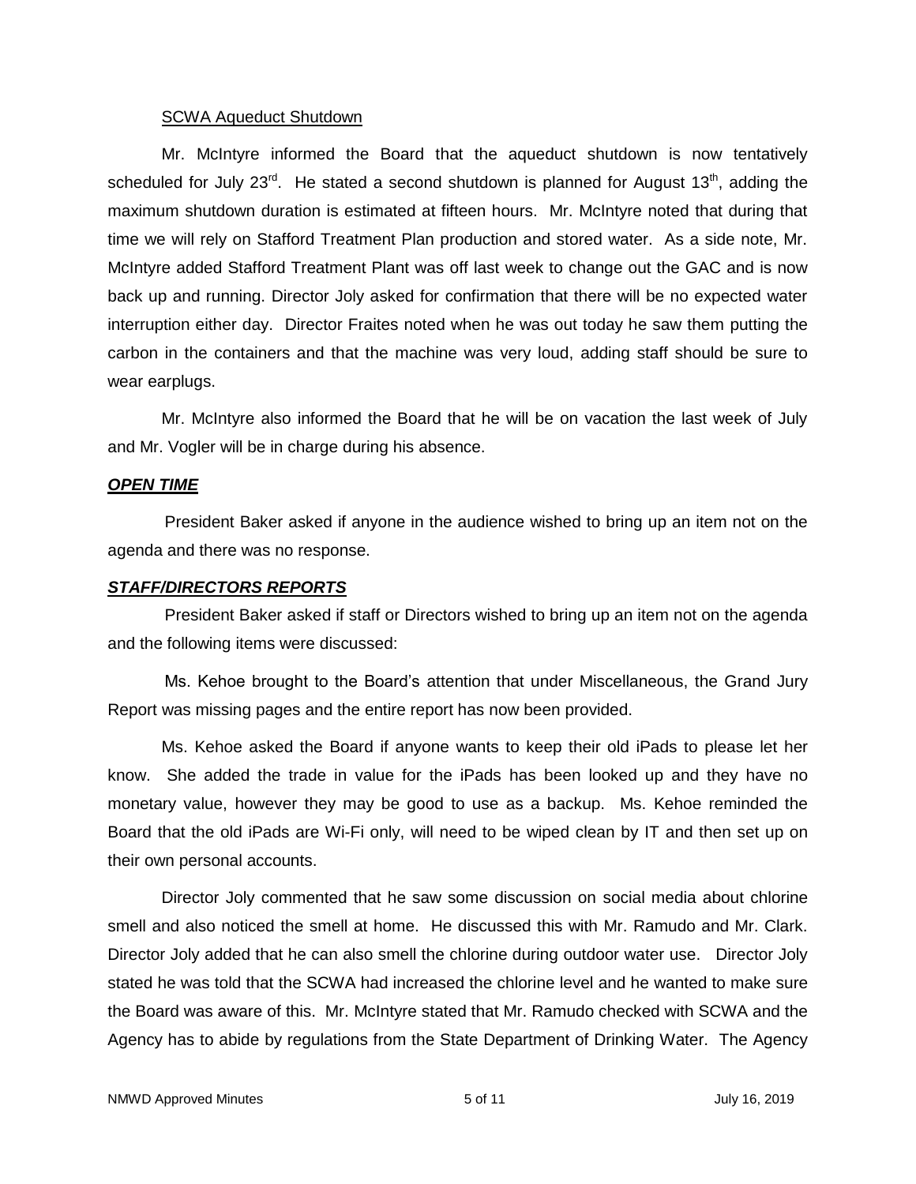SCWA Aqueduct Shutdown

Mr. McIntyre informed the Board that the aqueduct shutdown is now tentatively scheduled for July 23rd. He stated a second shutdown is planned for August 13th, adding the maximum shutdown duration is estimated at fifteen hours. Mr. McIntyre noted that during that time we will rely on Stafford Treatment Plan production and stored water. As a side note, Mr. McIntyre added Stafford Treatment Plant was off last week to change out the GAC and is now back up and running. Director Joly asked for confirmation that there will be no expected water interruption either day. Director Fraites noted when he was out today he saw them putting the carbon in the containers and that the machine was very loud, adding staff should be sure to wear earplugs.

Mr. McIntyre also informed the Board that he will be on vacation the last week of July and Mr. Vogler will be in charge during his absence.

***OPEN TIME***

President Baker asked if anyone in the audience wished to bring up an item not on the agenda and there was no response.

***STAFF/DIRECTORS REPORTS***

President Baker asked if staff or Directors wished to bring up an item not on the agenda and the following items were discussed:

Ms. Kehoe brought to the Board's attention that under Miscellaneous, the Grand Jury Report was missing pages and the entire report has now been provided.

Ms. Kehoe asked the Board if anyone wants to keep their old iPads to please let her know. She added the trade in value for the iPads has been looked up and they have no monetary value, however they may be good to use as a backup. Ms. Kehoe reminded the Board that the old iPads are Wi-Fi only, will need to be wiped clean by IT and then set up on their own personal accounts.

Director Joly commented that he saw some discussion on social media about chlorine smell and also noticed the smell at home. He discussed this with Mr. Ramudo and Mr. Clark. Director Joly added that he can also smell the chlorine during outdoor water use. Director Joly stated he was told that the SCWA had increased the chlorine level and he wanted to make sure the Board was aware of this. Mr. McIntyre stated that Mr. Ramudo checked with SCWA and the Agency has to abide by regulations from the State Department of Drinking Water. The Agency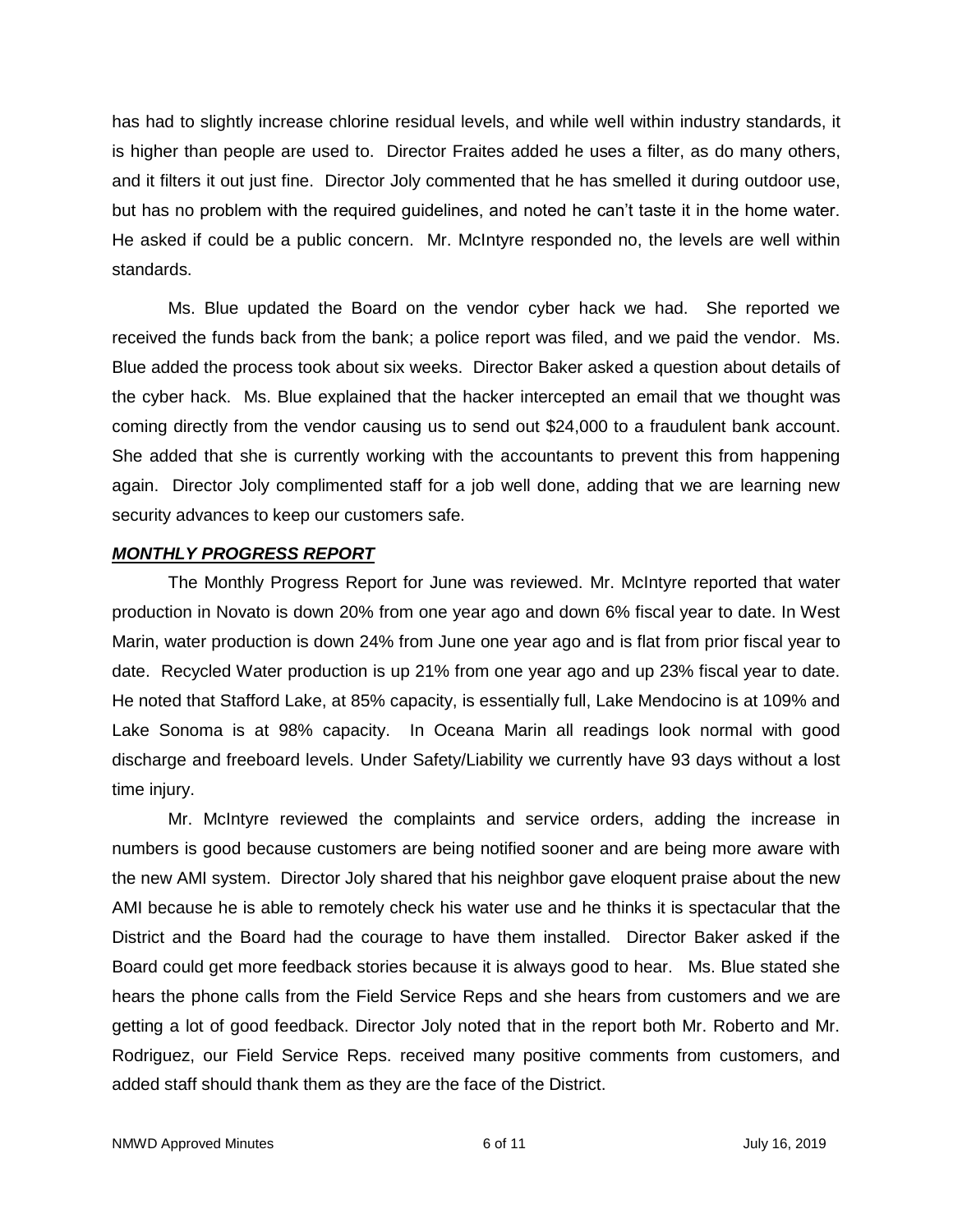has had to slightly increase chlorine residual levels, and while well within industry standards, it is higher than people are used to. Director Fraites added he uses a filter, as do many others, and it filters it out just fine. Director Joly commented that he has smelled it during outdoor use, but has no problem with the required guidelines, and noted he can't taste it in the home water. He asked if could be a public concern. Mr. McIntyre responded no, the levels are well within standards.

Ms. Blue updated the Board on the vendor cyber hack we had. She reported we received the funds back from the bank; a police report was filed, and we paid the vendor. Ms. Blue added the process took about six weeks. Director Baker asked a question about details of the cyber hack. Ms. Blue explained that the hacker intercepted an email that we thought was coming directly from the vendor causing us to send out $24,000 to a fraudulent bank account. She added that she is currently working with the accountants to prevent this from happening again. Director Joly complimented staff for a job well done, adding that we are learning new security advances to keep our customers safe.

***MONTHLY PROGRESS REPORT***

The Monthly Progress Report for June was reviewed. Mr. McIntyre reported that water production in Novato is down 20% from one year ago and down 6% fiscal year to date. In West Marin, water production is down 24% from June one year ago and is flat from prior fiscal year to date. Recycled Water production is up 21% from one year ago and up 23% fiscal year to date. He noted that Stafford Lake, at 85% capacity, is essentially full, Lake Mendocino is at 109% and Lake Sonoma is at 98% capacity. In Oceana Marin all readings look normal with good discharge and freeboard levels. Under Safety/Liability we currently have 93 days without a lost time injury.

Mr. McIntyre reviewed the complaints and service orders, adding the increase in numbers is good because customers are being notified sooner and are being more aware with the new AMI system. Director Joly shared that his neighbor gave eloquent praise about the new AMI because he is able to remotely check his water use and he thinks it is spectacular that the District and the Board had the courage to have them installed. Director Baker asked if the Board could get more feedback stories because it is always good to hear. Ms. Blue stated she hears the phone calls from the Field Service Reps and she hears from customers and we are getting a lot of good feedback. Director Joly noted that in the report both Mr. Roberto and Mr. Rodriguez, our Field Service Reps. received many positive comments from customers, and added staff should thank them as they are the face of the District.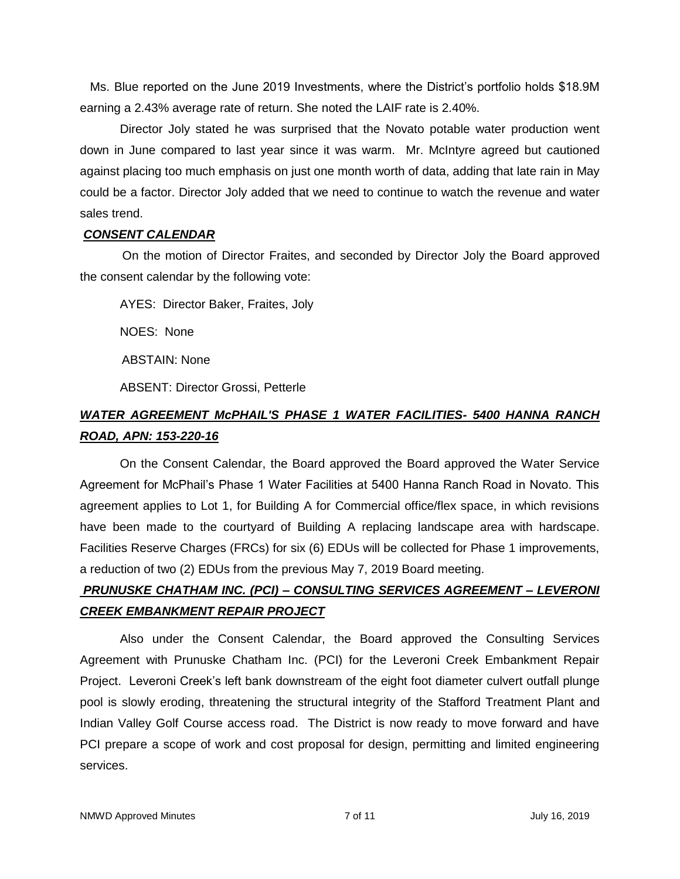Ms. Blue reported on the June 2019 Investments, where the District's portfolio holds $18.9M earning a 2.43% average rate of return. She noted the LAIF rate is 2.40%.

Director Joly stated he was surprised that the Novato potable water production went down in June compared to last year since it was warm. Mr. McIntyre agreed but cautioned against placing too much emphasis on just one month worth of data, adding that late rain in May could be a factor. Director Joly added that we need to continue to watch the revenue and water sales trend.

***CONSENT CALENDAR***

On the motion of Director Fraites, and seconded by Director Joly the Board approved the consent calendar by the following vote:

AYES: Director Baker, Fraites, Joly

NOES: None

ABSTAIN: None

ABSENT: Director Grossi, Petterle

***WATER AGREEMENT McPHAIL'S PHASE 1 WATER FACILITIES- 5400 HANNA RANCH ROAD, APN: 153-220-16***

On the Consent Calendar, the Board approved the Board approved the Water Service Agreement for McPhail's Phase 1 Water Facilities at 5400 Hanna Ranch Road in Novato. This agreement applies to Lot 1, for Building A for Commercial office/flex space, in which revisions have been made to the courtyard of Building A replacing landscape area with hardscape. Facilities Reserve Charges (FRCs) for six (6) EDUs will be collected for Phase 1 improvements, a reduction of two (2) EDUs from the previous May 7, 2019 Board meeting.

***PRUNUSKE CHATHAM INC. (PCI) – CONSULTING SERVICES AGREEMENT – LEVERONI CREEK EMBANKMENT REPAIR PROJECT***

Also under the Consent Calendar, the Board approved the Consulting Services Agreement with Prunuske Chatham Inc. (PCI) for the Leveroni Creek Embankment Repair Project. Leveroni Creek's left bank downstream of the eight foot diameter culvert outfall plunge pool is slowly eroding, threatening the structural integrity of the Stafford Treatment Plant and Indian Valley Golf Course access road. The District is now ready to move forward and have PCI prepare a scope of work and cost proposal for design, permitting and limited engineering services.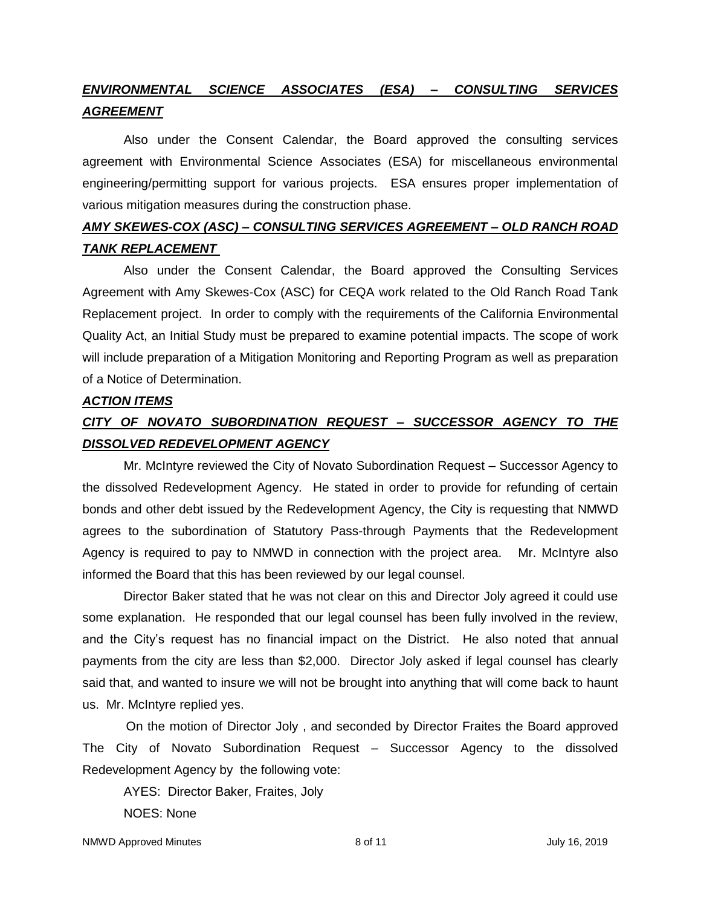***ENVIRONMENTAL SCIENCE ASSOCIATES (ESA) – CONSULTING SERVICES AGREEMENT***

Also under the Consent Calendar, the Board approved the consulting services agreement with Environmental Science Associates (ESA) for miscellaneous environmental engineering/permitting support for various projects. ESA ensures proper implementation of various mitigation measures during the construction phase.

***AMY SKEWES-COX (ASC) – CONSULTING SERVICES AGREEMENT – OLD RANCH ROAD TANK REPLACEMENT***

Also under the Consent Calendar, the Board approved the Consulting Services Agreement with Amy Skewes-Cox (ASC) for CEQA work related to the Old Ranch Road Tank Replacement project. In order to comply with the requirements of the California Environmental Quality Act, an Initial Study must be prepared to examine potential impacts. The scope of work will include preparation of a Mitigation Monitoring and Reporting Program as well as preparation of a Notice of Determination.

***ACTION ITEMS***

***CITY OF NOVATO SUBORDINATION REQUEST – SUCCESSOR AGENCY TO THE DISSOLVED REDEVELOPMENT AGENCY***

Mr. McIntyre reviewed the City of Novato Subordination Request – Successor Agency to the dissolved Redevelopment Agency. He stated in order to provide for refunding of certain bonds and other debt issued by the Redevelopment Agency, the City is requesting that NMWD agrees to the subordination of Statutory Pass-through Payments that the Redevelopment Agency is required to pay to NMWD in connection with the project area. Mr. McIntyre also informed the Board that this has been reviewed by our legal counsel.

Director Baker stated that he was not clear on this and Director Joly agreed it could use some explanation. He responded that our legal counsel has been fully involved in the review, and the City's request has no financial impact on the District. He also noted that annual payments from the city are less than $2,000. Director Joly asked if legal counsel has clearly said that, and wanted to insure we will not be brought into anything that will come back to haunt us. Mr. McIntyre replied yes.

On the motion of Director Joly , and seconded by Director Fraites the Board approved The City of Novato Subordination Request – Successor Agency to the dissolved Redevelopment Agency by the following vote:

AYES: Director Baker, Fraites, Joly

NOES: None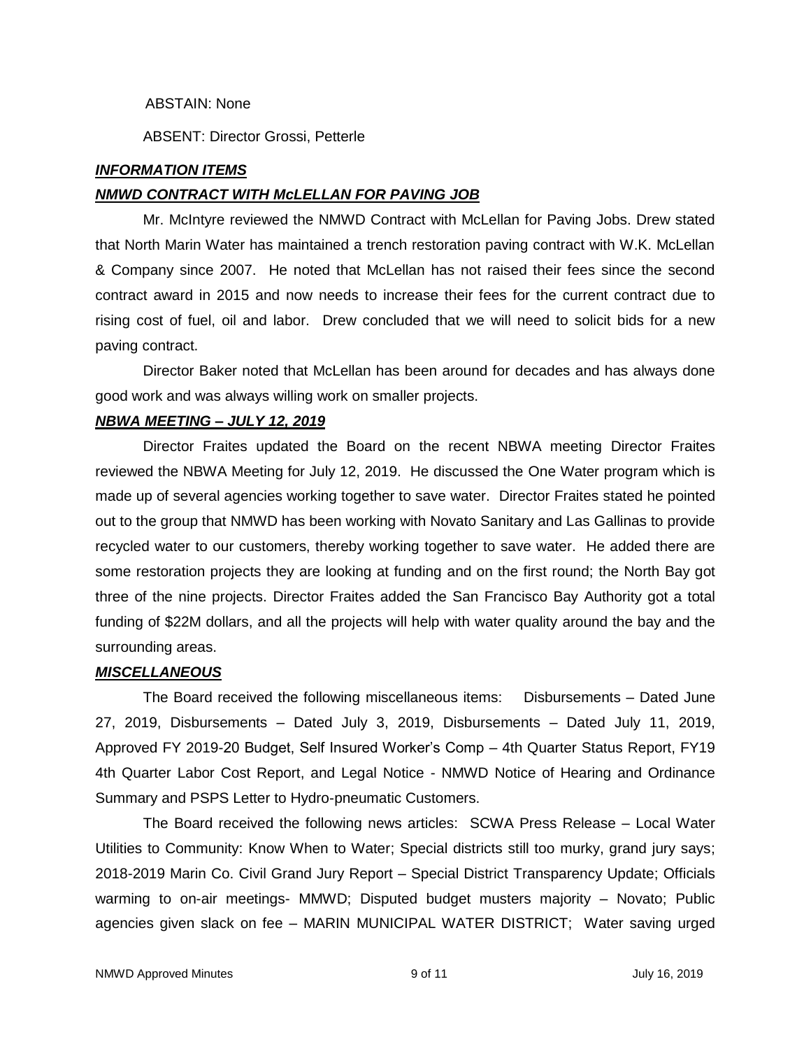ABSTAIN: None

ABSENT: Director Grossi, Petterle

***INFORMATION ITEMS***

***NMWD CONTRACT WITH McLELLAN FOR PAVING JOB***

Mr. McIntyre reviewed the NMWD Contract with McLellan for Paving Jobs. Drew stated that North Marin Water has maintained a trench restoration paving contract with W.K. McLellan & Company since 2007. He noted that McLellan has not raised their fees since the second contract award in 2015 and now needs to increase their fees for the current contract due to rising cost of fuel, oil and labor. Drew concluded that we will need to solicit bids for a new paving contract.

Director Baker noted that McLellan has been around for decades and has always done good work and was always willing work on smaller projects.

***NBWA MEETING – JULY 12, 2019***

Director Fraites updated the Board on the recent NBWA meeting Director Fraites reviewed the NBWA Meeting for July 12, 2019. He discussed the One Water program which is made up of several agencies working together to save water. Director Fraites stated he pointed out to the group that NMWD has been working with Novato Sanitary and Las Gallinas to provide recycled water to our customers, thereby working together to save water. He added there are some restoration projects they are looking at funding and on the first round; the North Bay got three of the nine projects. Director Fraites added the San Francisco Bay Authority got a total funding of $22M dollars, and all the projects will help with water quality around the bay and the surrounding areas.

***MISCELLANEOUS***

The Board received the following miscellaneous items: Disbursements – Dated June 27, 2019, Disbursements – Dated July 3, 2019, Disbursements – Dated July 11, 2019, Approved FY 2019-20 Budget, Self Insured Worker's Comp – 4th Quarter Status Report, FY19 4th Quarter Labor Cost Report, and Legal Notice - NMWD Notice of Hearing and Ordinance Summary and PSPS Letter to Hydro-pneumatic Customers.

The Board received the following news articles: SCWA Press Release – Local Water Utilities to Community: Know When to Water; Special districts still too murky, grand jury says; 2018-2019 Marin Co. Civil Grand Jury Report – Special District Transparency Update; Officials warming to on-air meetings- MMWD; Disputed budget musters majority – Novato; Public agencies given slack on fee – MARIN MUNICIPAL WATER DISTRICT; Water saving urged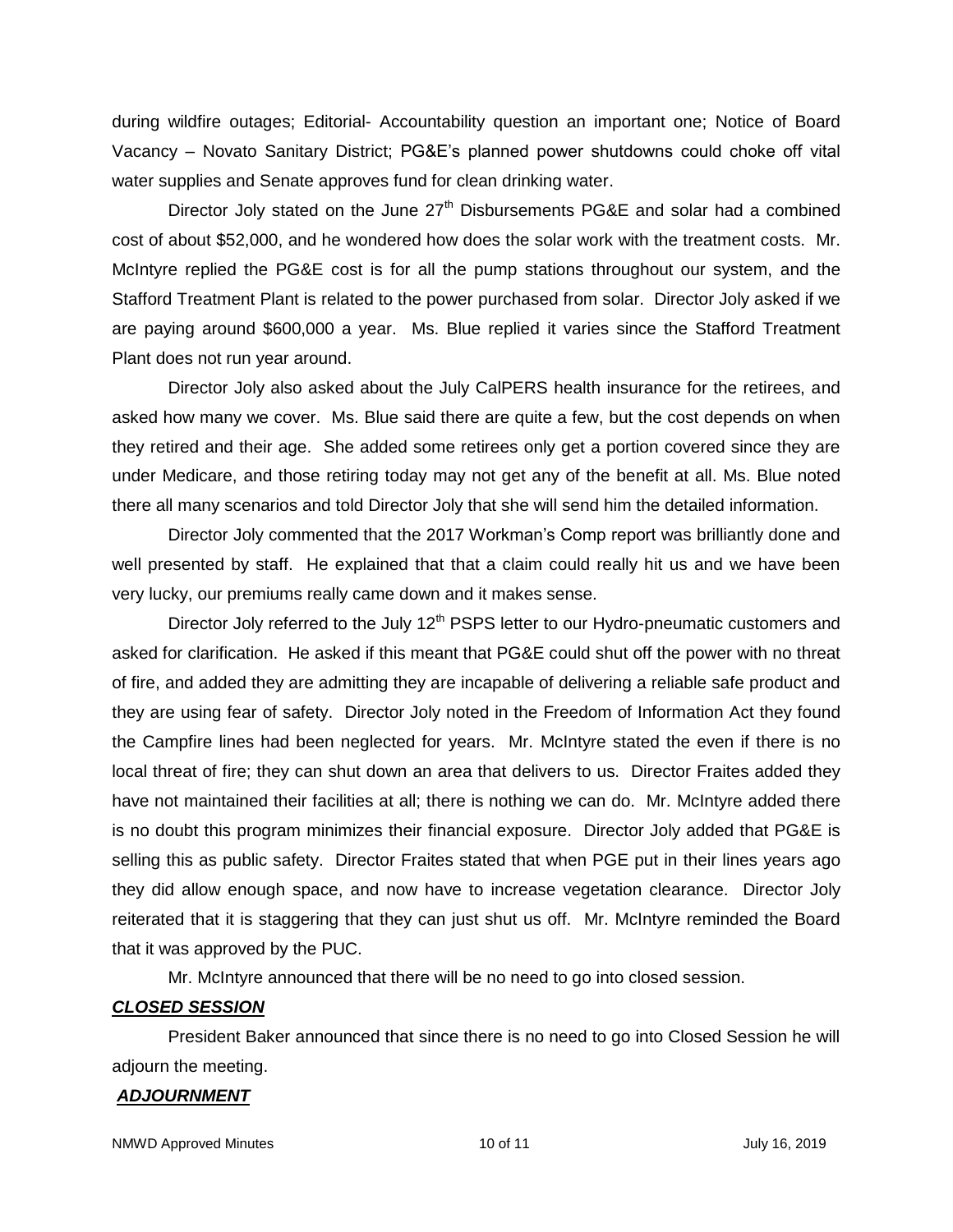during wildfire outages; Editorial- Accountability question an important one; Notice of Board Vacancy – Novato Sanitary District; PG&E's planned power shutdowns could choke off vital water supplies and Senate approves fund for clean drinking water.

Director Joly stated on the June 27th Disbursements PG&E and solar had a combined cost of about $52,000, and he wondered how does the solar work with the treatment costs. Mr. McIntyre replied the PG&E cost is for all the pump stations throughout our system, and the Stafford Treatment Plant is related to the power purchased from solar. Director Joly asked if we are paying around $600,000 a year. Ms. Blue replied it varies since the Stafford Treatment Plant does not run year around.

Director Joly also asked about the July CalPERS health insurance for the retirees, and asked how many we cover. Ms. Blue said there are quite a few, but the cost depends on when they retired and their age. She added some retirees only get a portion covered since they are under Medicare, and those retiring today may not get any of the benefit at all. Ms. Blue noted there all many scenarios and told Director Joly that she will send him the detailed information.

Director Joly commented that the 2017 Workman's Comp report was brilliantly done and well presented by staff. He explained that that a claim could really hit us and we have been very lucky, our premiums really came down and it makes sense.

Director Joly referred to the July 12th PSPS letter to our Hydro-pneumatic customers and asked for clarification. He asked if this meant that PG&E could shut off the power with no threat of fire, and added they are admitting they are incapable of delivering a reliable safe product and they are using fear of safety. Director Joly noted in the Freedom of Information Act they found the Campfire lines had been neglected for years. Mr. McIntyre stated the even if there is no local threat of fire; they can shut down an area that delivers to us. Director Fraites added they have not maintained their facilities at all; there is nothing we can do. Mr. McIntyre added there is no doubt this program minimizes their financial exposure. Director Joly added that PG&E is selling this as public safety. Director Fraites stated that when PGE put in their lines years ago they did allow enough space, and now have to increase vegetation clearance. Director Joly reiterated that it is staggering that they can just shut us off. Mr. McIntyre reminded the Board that it was approved by the PUC.

Mr. McIntyre announced that there will be no need to go into closed session.

***CLOSED SESSION***

President Baker announced that since there is no need to go into Closed Session he will adjourn the meeting.

***ADJOURNMENT***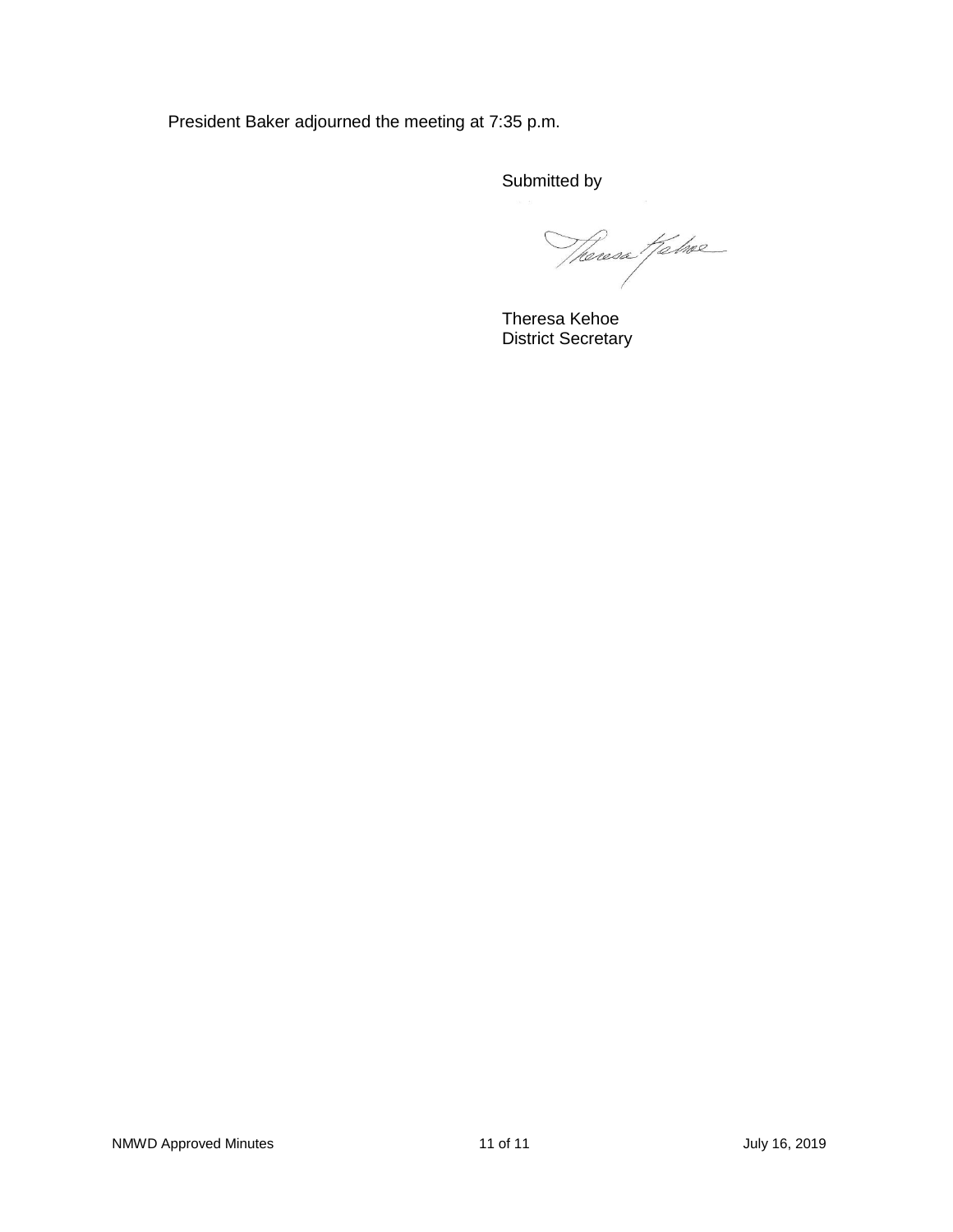President Baker adjourned the meeting at 7:35 p.m.

Submitted by

Theresa Kehoe
District Secretary